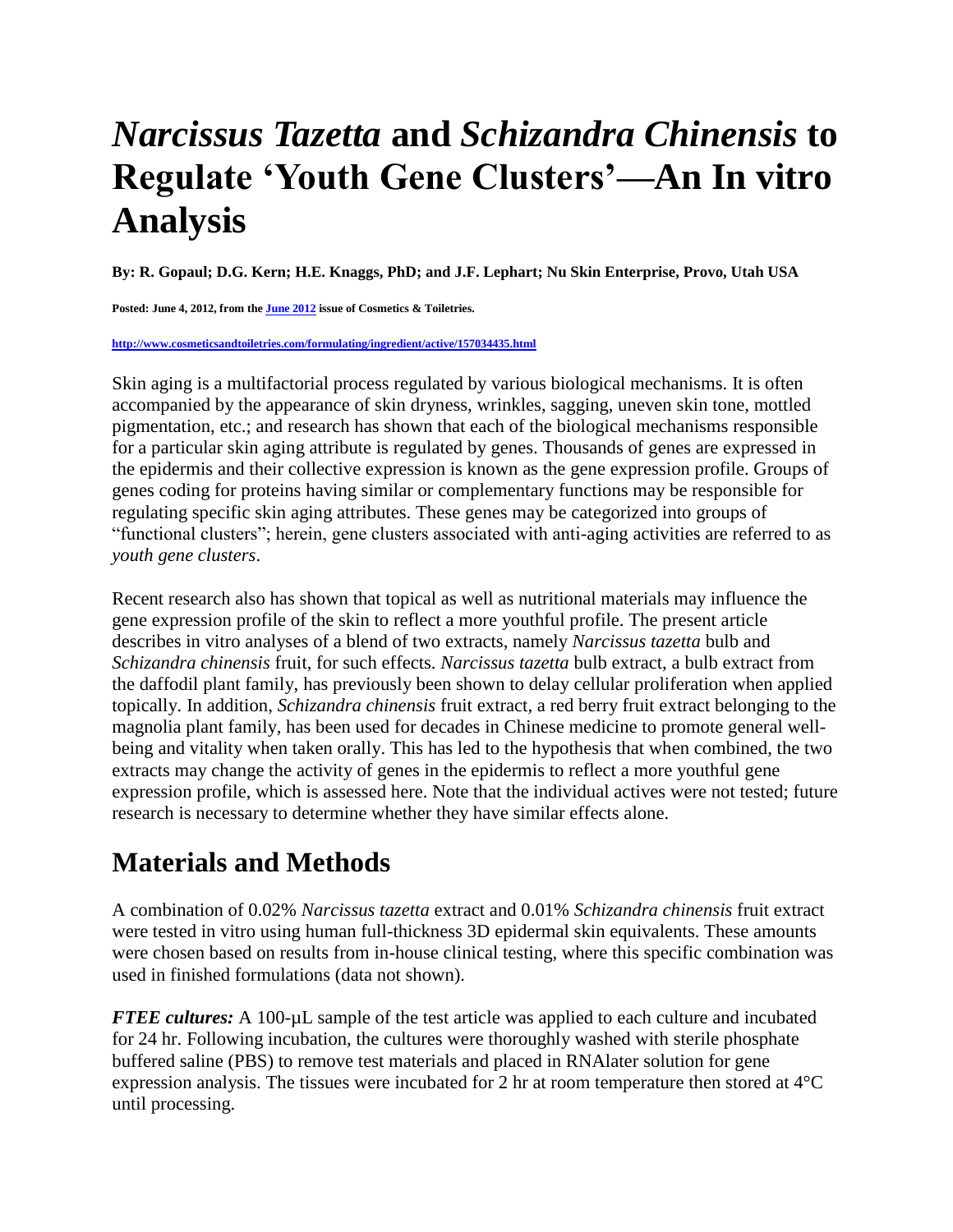# *Narcissus Tazetta* and *Schizandra Chinensis* to Regulate 'Youth Gene Clusters'—An In vitro Analysis

**By: R. Gopaul; D.G. Kern; H.E. Knaggs, PhD; and J.F. Lephart; Nu Skin Enterprise, Provo, Utah USA**

**Posted: June 4, 2012, from the [June 2012] issue of Cosmetics & Toiletries.**

**http://www.cosmeticsandtoiletries.com/formulating/ingredient/active/157034435.html**

Skin aging is a multifactorial process regulated by various biological mechanisms. It is often accompanied by the appearance of skin dryness, wrinkles, sagging, uneven skin tone, mottled pigmentation, etc.; and research has shown that each of the biological mechanisms responsible for a particular skin aging attribute is regulated by genes. Thousands of genes are expressed in the epidermis and their collective expression is known as the gene expression profile. Groups of genes coding for proteins having similar or complementary functions may be responsible for regulating specific skin aging attributes. These genes may be categorized into groups of "functional clusters"; herein, gene clusters associated with anti-aging activities are referred to as *youth gene clusters*.

Recent research also has shown that topical as well as nutritional materials may influence the gene expression profile of the skin to reflect a more youthful profile. The present article describes in vitro analyses of a blend of two extracts, namely *Narcissus tazetta* bulb and *Schizandra chinensis* fruit, for such effects. *Narcissus tazetta* bulb extract, a bulb extract from the daffodil plant family, has previously been shown to delay cellular proliferation when applied topically. In addition, *Schizandra chinensis* fruit extract, a red berry fruit extract belonging to the magnolia plant family, has been used for decades in Chinese medicine to promote general well-being and vitality when taken orally. This has led to the hypothesis that when combined, the two extracts may change the activity of genes in the epidermis to reflect a more youthful gene expression profile, which is assessed here. Note that the individual actives were not tested; future research is necessary to determine whether they have similar effects alone.

## Materials and Methods

A combination of 0.02% *Narcissus tazetta* extract and 0.01% *Schizandra chinensis* fruit extract were tested in vitro using human full-thickness 3D epidermal skin equivalents. These amounts were chosen based on results from in-house clinical testing, where this specific combination was used in finished formulations (data not shown).

***FTEE cultures:*** A 100-μL sample of the test article was applied to each culture and incubated for 24 hr. Following incubation, the cultures were thoroughly washed with sterile phosphate buffered saline (PBS) to remove test materials and placed in RNAlater solution for gene expression analysis. The tissues were incubated for 2 hr at room temperature then stored at 4°C until processing.